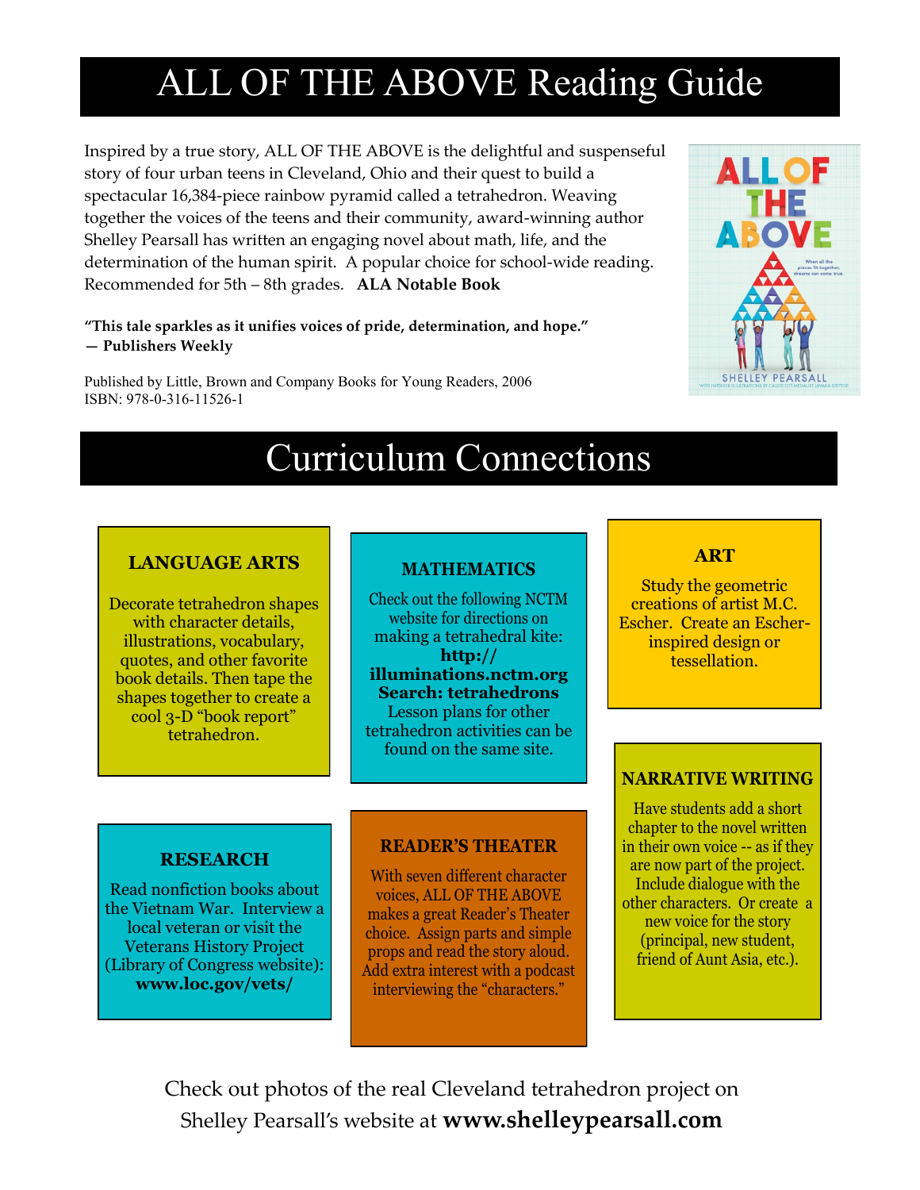# ALL OF THE ABOVE Reading Guide

Inspired by a true story, ALL OF THE ABOVE is the delightful and suspenseful story of four urban teens in Cleveland, Ohio and their quest to build a spectacular 16,384-piece rainbow pyramid called a tetrahedron. Weaving together the voices of the teens and their community, award-winning author Shelley Pearsall has written an engaging novel about math, life, and the determination of the human spirit. A popular choice for school-wide reading. Recommended for 5th – 8th grades. **ALA Notable Book**

**"This tale sparkles as it unifies voices of pride, determination, and hope."**
**— Publishers Weekly**

Published by Little, Brown and Company Books for Young Readers, 2006
ISBN: 978-0-316-11526-1

# Curriculum Connections

### LANGUAGE ARTS

Decorate tetrahedron shapes with character details, illustrations, vocabulary, quotes, and other favorite book details. Then tape the shapes together to create a cool 3-D "book report" tetrahedron.

### MATHEMATICS

Check out the following NCTM website for directions on making a tetrahedral kite: **http://illuminations.nctm.org Search: tetrahedrons** Lesson plans for other tetrahedron activities can be found on the same site.

### ART

Study the geometric creations of artist M.C. Escher. Create an Escher-inspired design or tessellation.

### RESEARCH

Read nonfiction books about the Vietnam War. Interview a local veteran or visit the Veterans History Project (Library of Congress website): **www.loc.gov/vets/**

### READER'S THEATER

With seven different character voices, ALL OF THE ABOVE makes a great Reader's Theater choice. Assign parts and simple props and read the story aloud. Add extra interest with a podcast interviewing the "characters."

### NARRATIVE WRITING

Have students add a short chapter to the novel written in their own voice -- as if they are now part of the project. Include dialogue with the other characters. Or create a new voice for the story (principal, new student, friend of Aunt Asia, etc.).

Check out photos of the real Cleveland tetrahedron project on Shelley Pearsall's website at **www.shelleypearsall.com**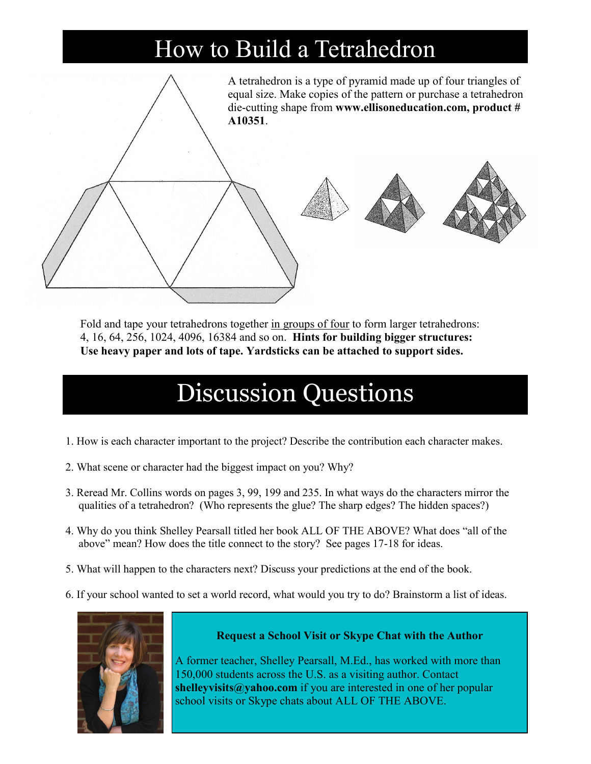# How to Build a Tetrahedron

A tetrahedron is a type of pyramid made up of four triangles of equal size. Make copies of the pattern or purchase a tetrahedron die-cutting shape from **www.ellisoneducation.com, product # A10351**.

Fold and tape your tetrahedrons together in groups of four to form larger tetrahedrons: 4, 16, 64, 256, 1024, 4096, 16384 and so on. **Hints for building bigger structures: Use heavy paper and lots of tape. Yardsticks can be attached to support sides.**

# Discussion Questions

1. How is each character important to the project? Describe the contribution each character makes.
2. What scene or character had the biggest impact on you? Why?
3. Reread Mr. Collins words on pages 3, 99, 199 and 235. In what ways do the characters mirror the qualities of a tetrahedron? (Who represents the glue? The sharp edges? The hidden spaces?)
4. Why do you think Shelley Pearsall titled her book ALL OF THE ABOVE? What does "all of the above" mean? How does the title connect to the story? See pages 17-18 for ideas.
5. What will happen to the characters next? Discuss your predictions at the end of the book.
6. If your school wanted to set a world record, what would you try to do? Brainstorm a list of ideas.

**Request a School Visit or Skype Chat with the Author**

A former teacher, Shelley Pearsall, M.Ed., has worked with more than 150,000 students across the U.S. as a visiting author. Contact **shelleyvisits@yahoo.com** if you are interested in one of her popular school visits or Skype chats about ALL OF THE ABOVE.